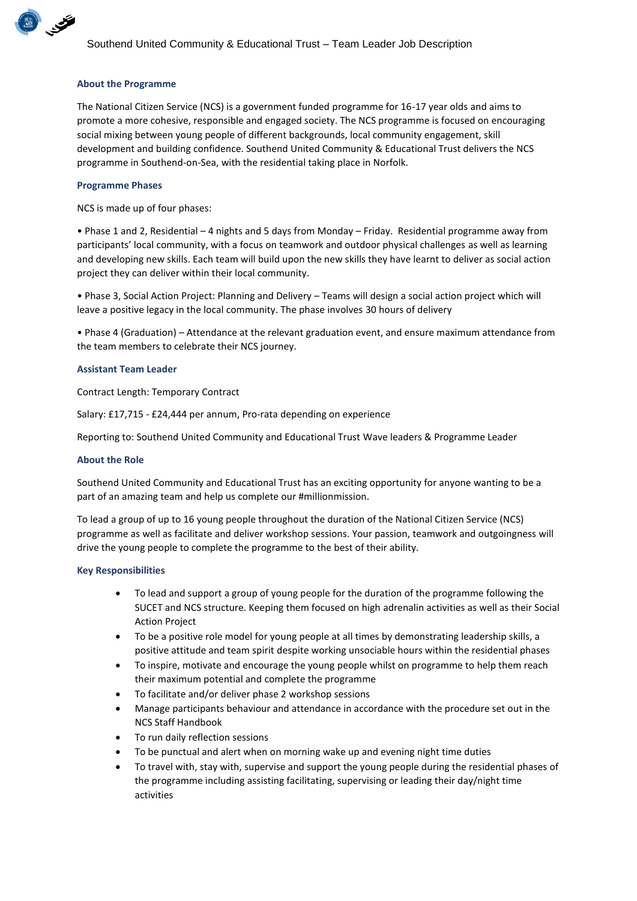## About the Programme

The National Citizen Service (NCS) is a government funded programme for 16-17 year olds and aims to promote a more cohesive, responsible and engaged society. The NCS programme is focused on encouraging social mixing between young people of different backgrounds, local community engagement, skill development and building confidence. Southend United Community & Educational Trust delivers the NCS programme in Southend-on-Sea, with the residential taking place in Norfolk.

## Programme Phases

NCS is made up of four phases:

• Phase 1 and 2, Residential – 4 nights and 5 days from Monday – Friday. Residential programme away from participants' local community, with a focus on teamwork and outdoor physical challenges as well as learning and developing new skills. Each team will build upon the new skills they have learnt to deliver as social action project they can deliver within their local community.

• Phase 3, Social Action Project: Planning and Delivery – Teams will design a social action project which will leave a positive legacy in the local community. The phase involves 30 hours of delivery

• Phase 4 (Graduation) – Attendance at the relevant graduation event, and ensure maximum attendance from the team members to celebrate their NCS journey.

## Assistant Team Leader

Contract Length: Temporary Contract

Salary: £17,715 - £24,444 per annum, Pro-rata depending on experience

Reporting to: Southend United Community and Educational Trust Wave leaders & Programme Leader

## About the Role

Southend United Community and Educational Trust has an exciting opportunity for anyone wanting to be a part of an amazing team and help us complete our #millionmission.

To lead a group of up to 16 young people throughout the duration of the National Citizen Service (NCS) programme as well as facilitate and deliver workshop sessions. Your passion, teamwork and outgoingness will drive the young people to complete the programme to the best of their ability.

## Key Responsibilities

- To lead and support a group of young people for the duration of the programme following the SUCET and NCS structure. Keeping them focused on high adrenalin activities as well as their Social Action Project
- To be a positive role model for young people at all times by demonstrating leadership skills, a positive attitude and team spirit despite working unsociable hours within the residential phases
- To inspire, motivate and encourage the young people whilst on programme to help them reach their maximum potential and complete the programme
- To facilitate and/or deliver phase 2 workshop sessions
- Manage participants behaviour and attendance in accordance with the procedure set out in the NCS Staff Handbook
- To run daily reflection sessions
- To be punctual and alert when on morning wake up and evening night time duties
- To travel with, stay with, supervise and support the young people during the residential phases of the programme including assisting facilitating, supervising or leading their day/night time activities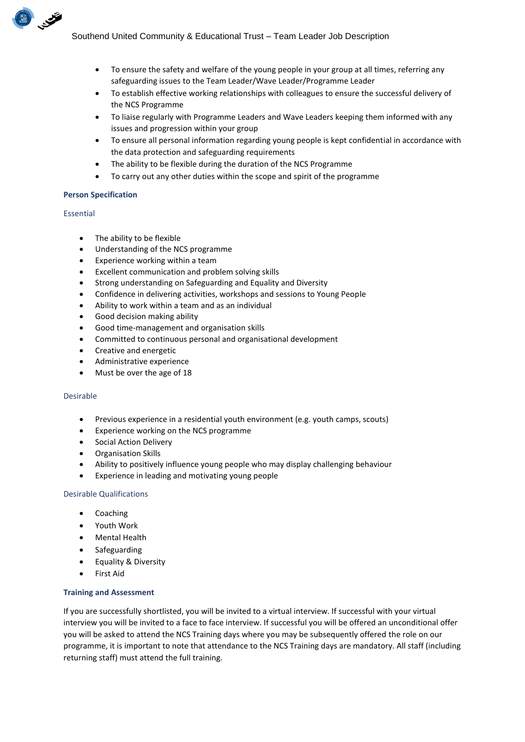- To ensure the safety and welfare of the young people in your group at all times, referring any safeguarding issues to the Team Leader/Wave Leader/Programme Leader
- To establish effective working relationships with colleagues to ensure the successful delivery of the NCS Programme
- To liaise regularly with Programme Leaders and Wave Leaders keeping them informed with any issues and progression within your group
- To ensure all personal information regarding young people is kept confidential in accordance with the data protection and safeguarding requirements
- The ability to be flexible during the duration of the NCS Programme
- To carry out any other duties within the scope and spirit of the programme

**Person Specification**

Essential

- The ability to be flexible
- Understanding of the NCS programme
- Experience working within a team
- Excellent communication and problem solving skills
- Strong understanding on Safeguarding and Equality and Diversity
- Confidence in delivering activities, workshops and sessions to Young People
- Ability to work within a team and as an individual
- Good decision making ability
- Good time-management and organisation skills
- Committed to continuous personal and organisational development
- Creative and energetic
- Administrative experience
- Must be over the age of 18

Desirable

- Previous experience in a residential youth environment (e.g. youth camps, scouts)
- Experience working on the NCS programme
- Social Action Delivery
- Organisation Skills
- Ability to positively influence young people who may display challenging behaviour
- Experience in leading and motivating young people

Desirable Qualifications

- Coaching
- Youth Work
- Mental Health
- Safeguarding
- Equality & Diversity
- First Aid

**Training and Assessment**

If you are successfully shortlisted, you will be invited to a virtual interview. If successful with your virtual interview you will be invited to a face to face interview. If successful you will be offered an unconditional offer you will be asked to attend the NCS Training days where you may be subsequently offered the role on our programme, it is important to note that attendance to the NCS Training days are mandatory. All staff (including returning staff) must attend the full training.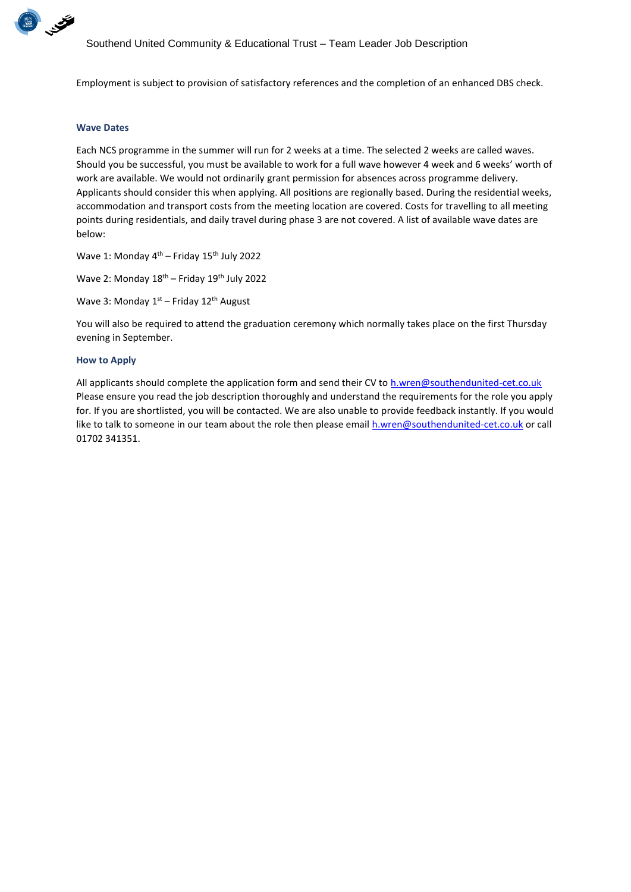Employment is subject to provision of satisfactory references and the completion of an enhanced DBS check.

### Wave Dates

Each NCS programme in the summer will run for 2 weeks at a time. The selected 2 weeks are called waves. Should you be successful, you must be available to work for a full wave however 4 week and 6 weeks' worth of work are available. We would not ordinarily grant permission for absences across programme delivery. Applicants should consider this when applying. All positions are regionally based. During the residential weeks, accommodation and transport costs from the meeting location are covered. Costs for travelling to all meeting points during residentials, and daily travel during phase 3 are not covered. A list of available wave dates are below:

Wave 1: Monday 4th – Friday 15th July 2022

Wave 2: Monday 18th – Friday 19th July 2022

Wave 3: Monday 1st – Friday 12th August

You will also be required to attend the graduation ceremony which normally takes place on the first Thursday evening in September.

### How to Apply

All applicants should complete the application form and send their CV to h.wren@southendunited-cet.co.uk Please ensure you read the job description thoroughly and understand the requirements for the role you apply for. If you are shortlisted, you will be contacted. We are also unable to provide feedback instantly. If you would like to talk to someone in our team about the role then please email h.wren@southendunited-cet.co.uk or call 01702 341351.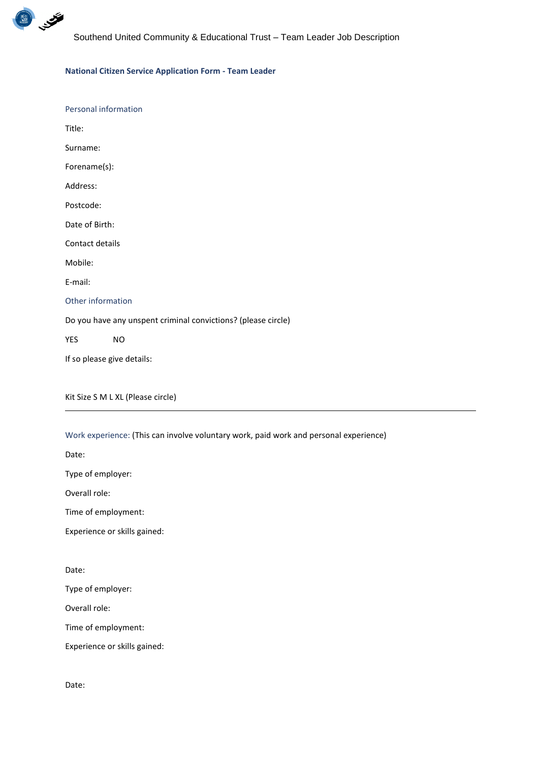**National Citizen Service Application Form - Team Leader**

## Personal information

Title:

Surname:

Forename(s):

Address:

Postcode:

Date of Birth:

Contact details

Mobile:

E-mail:

## Other information

Do you have any unspent criminal convictions? (please circle)

YES NO

If so please give details:

Kit Size S M L XL (Please circle)

---

## Work experience: (This can involve voluntary work, paid work and personal experience)

Date:

Type of employer:

Overall role:

Time of employment:

Experience or skills gained:

Date:

Type of employer:

Overall role:

Time of employment:

Experience or skills gained:

Date: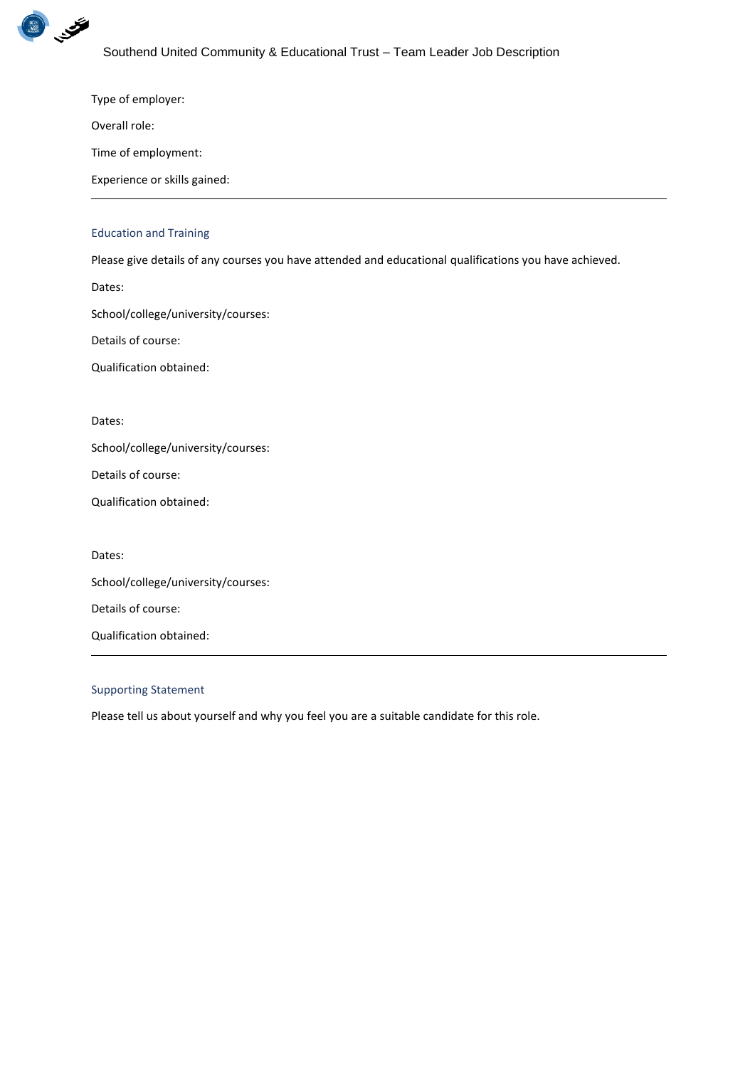Type of employer:

Overall role:

Time of employment:

Experience or skills gained:

---

## Education and Training

Please give details of any courses you have attended and educational qualifications you have achieved.

Dates:

School/college/university/courses:

Details of course:

Qualification obtained:

Dates:

School/college/university/courses:

Details of course:

Qualification obtained:

Dates:

School/college/university/courses:

Details of course:

Qualification obtained:

---

## Supporting Statement

Please tell us about yourself and why you feel you are a suitable candidate for this role.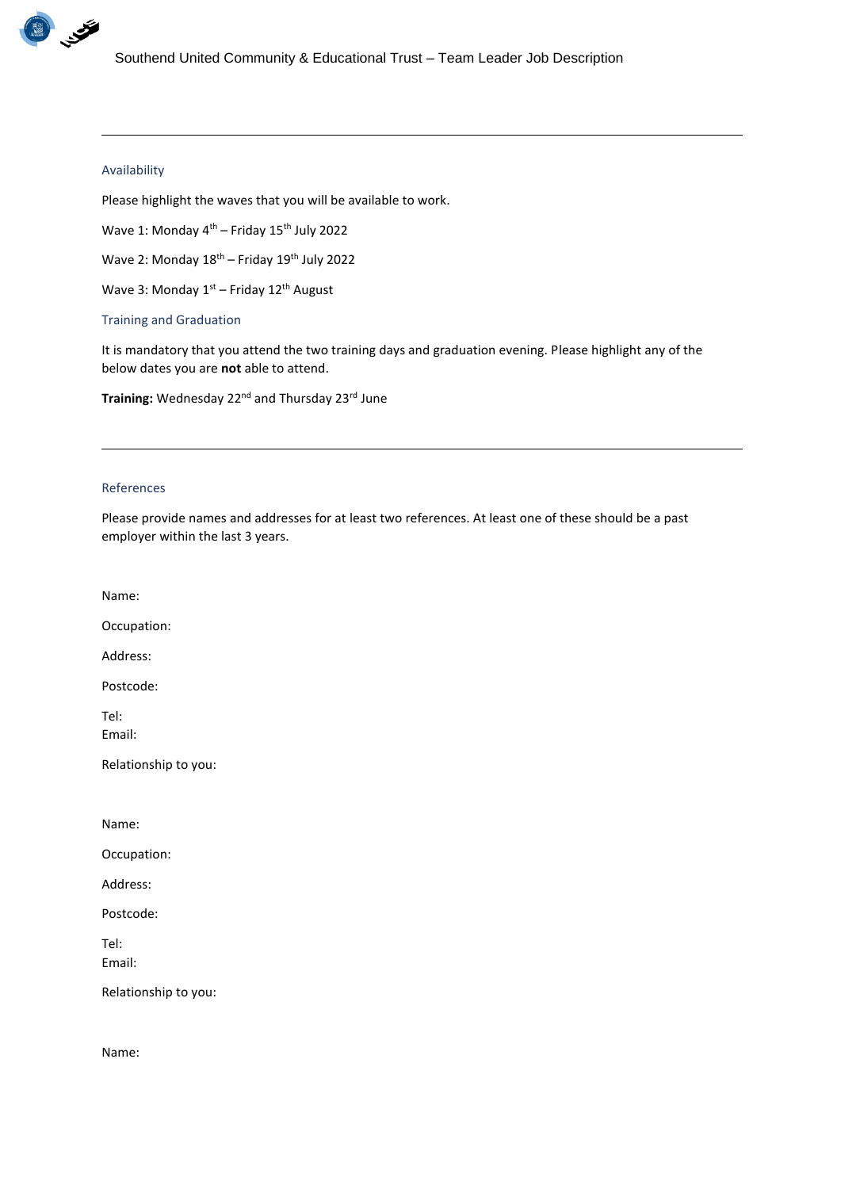---

## Availability

Please highlight the waves that you will be available to work.

Wave 1: Monday 4th – Friday 15th July 2022

Wave 2: Monday 18th – Friday 19th July 2022

Wave 3: Monday 1st – Friday 12th August

## Training and Graduation

It is mandatory that you attend the two training days and graduation evening. Please highlight any of the below dates you are **not** able to attend.

**Training:** Wednesday 22nd and Thursday 23rd June

---

## References

Please provide names and addresses for at least two references. At least one of these should be a past employer within the last 3 years.

Name:

Occupation:

Address:

Postcode:

Tel:
Email:

Relationship to you:

Name:

Occupation:

Address:

Postcode:

Tel:
Email:

Relationship to you:

Name: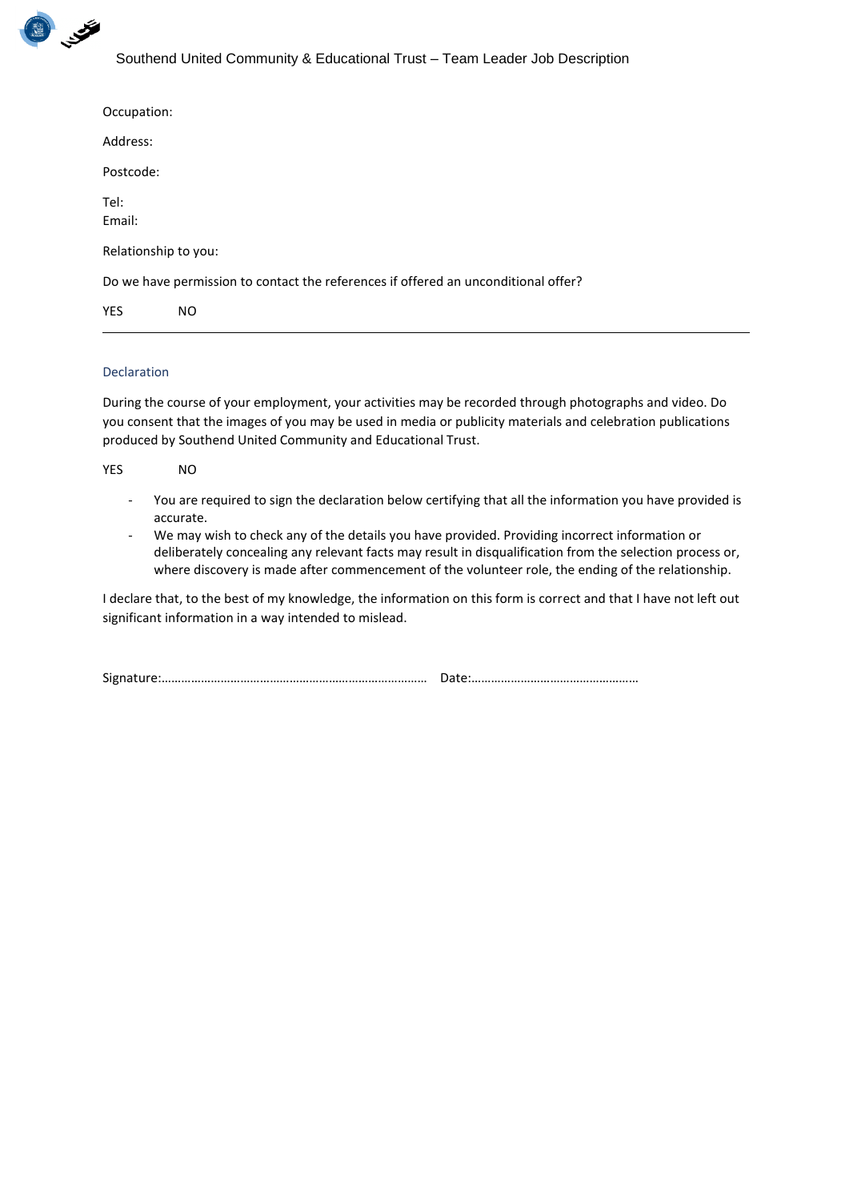Occupation:

Address:

Postcode:

Tel:
Email:

Relationship to you:

Do we have permission to contact the references if offered an unconditional offer?

YES NO

---

## Declaration

During the course of your employment, your activities may be recorded through photographs and video. Do you consent that the images of you may be used in media or publicity materials and celebration publications produced by Southend United Community and Educational Trust.

YES NO

- You are required to sign the declaration below certifying that all the information you have provided is accurate.
- We may wish to check any of the details you have provided. Providing incorrect information or deliberately concealing any relevant facts may result in disqualification from the selection process or, where discovery is made after commencement of the volunteer role, the ending of the relationship.

I declare that, to the best of my knowledge, the information on this form is correct and that I have not left out significant information in a way intended to mislead.

Signature:………………………………………………………………………… Date:……………………………………………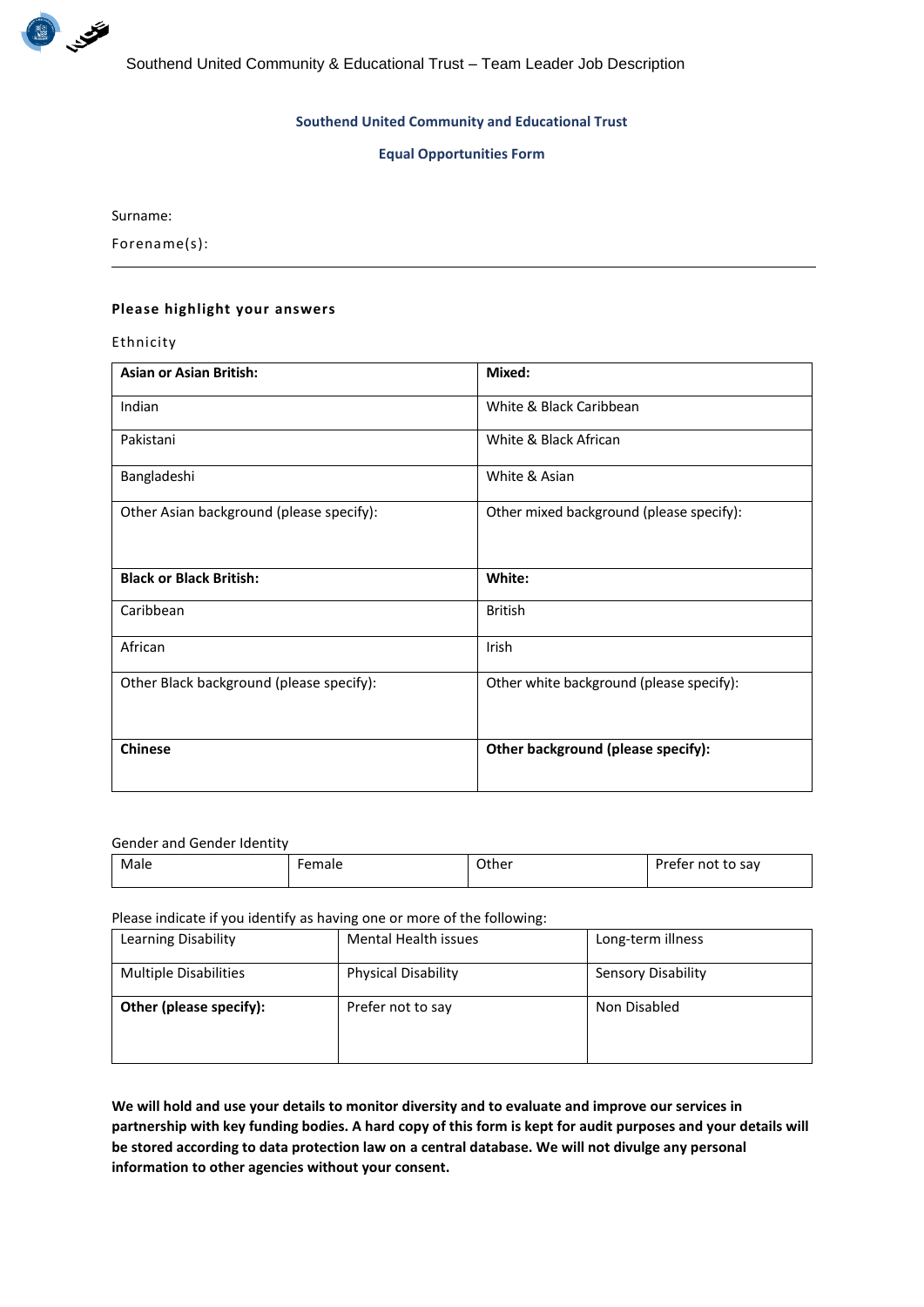## Southend United Community and Educational Trust

## Equal Opportunities Form

Surname:

Forename(s):

---

**Please highlight your answers**

Ethnicity

| | |
|---|---|
| **Asian or Asian British:** | **Mixed:** |
| Indian | White & Black Caribbean |
| Pakistani | White & Black African |
| Bangladeshi | White & Asian |
| Other Asian background (please specify): | Other mixed background (please specify): |
| **Black or Black British:** | **White:** |
| Caribbean | British |
| African | Irish |
| Other Black background (please specify): | Other white background (please specify): |
| **Chinese** | **Other background (please specify):** |

Gender and Gender Identity

| | | | |
|---|---|---|---|
| Male | Female | Other | Prefer not to say |

Please indicate if you identify as having one or more of the following:

| | | |
|---|---|---|
| Learning Disability | Mental Health issues | Long-term illness |
| Multiple Disabilities | Physical Disability | Sensory Disability |
| **Other (please specify):** | Prefer not to say | Non Disabled |

**We will hold and use your details to monitor diversity and to evaluate and improve our services in partnership with key funding bodies. A hard copy of this form is kept for audit purposes and your details will be stored according to data protection law on a central database. We will not divulge any personal information to other agencies without your consent.**